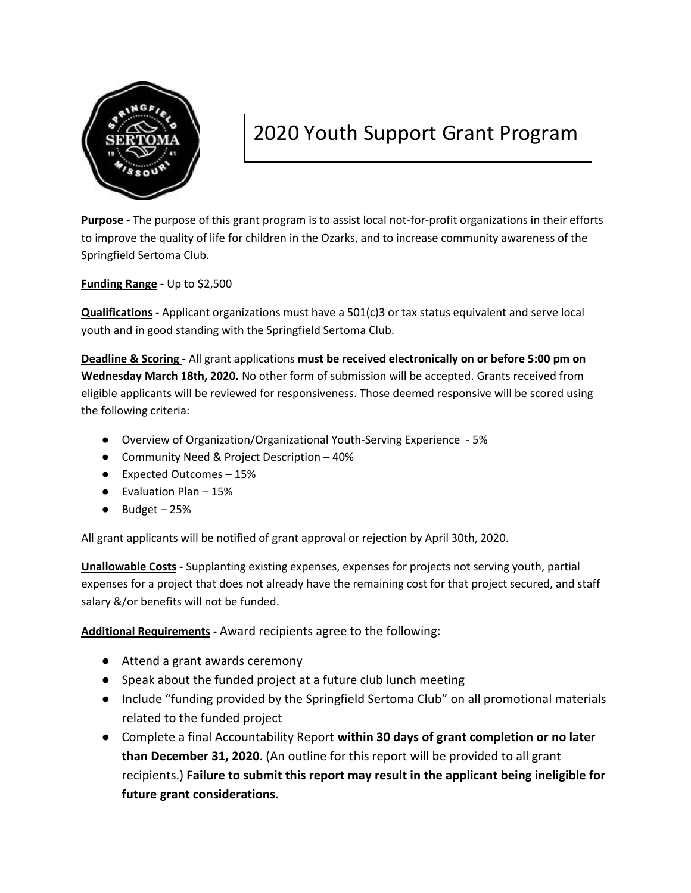# 2020 Youth Support Grant Program

**<u>Purpose</u> -** The purpose of this grant program is to assist local not-for-profit organizations in their efforts to improve the quality of life for children in the Ozarks, and to increase community awareness of the Springfield Sertoma Club.

**<u>Funding Range</u> -** Up to $2,500

**<u>Qualifications</u> -** Applicant organizations must have a 501(c)3 or tax status equivalent and serve local youth and in good standing with the Springfield Sertoma Club.

**<u>Deadline & Scoring</u> -** All grant applications **must be received electronically on or before 5:00 pm on Wednesday March 18th, 2020.** No other form of submission will be accepted. Grants received from eligible applicants will be reviewed for responsiveness. Those deemed responsive will be scored using the following criteria:

- Overview of Organization/Organizational Youth-Serving Experience - 5%
- Community Need & Project Description – 40%
- Expected Outcomes – 15%
- Evaluation Plan – 15%
- Budget – 25%

All grant applicants will be notified of grant approval or rejection by April 30th, 2020.

**<u>Unallowable Costs</u> -** Supplanting existing expenses, expenses for projects not serving youth, partial expenses for a project that does not already have the remaining cost for that project secured, and staff salary &/or benefits will not be funded.

**<u>Additional Requirements</u> -** Award recipients agree to the following:

- Attend a grant awards ceremony
- Speak about the funded project at a future club lunch meeting
- Include "funding provided by the Springfield Sertoma Club" on all promotional materials related to the funded project
- Complete a final Accountability Report **within 30 days of grant completion or no later than December 31, 2020**. (An outline for this report will be provided to all grant recipients.) **Failure to submit this report may result in the applicant being ineligible for future grant considerations.**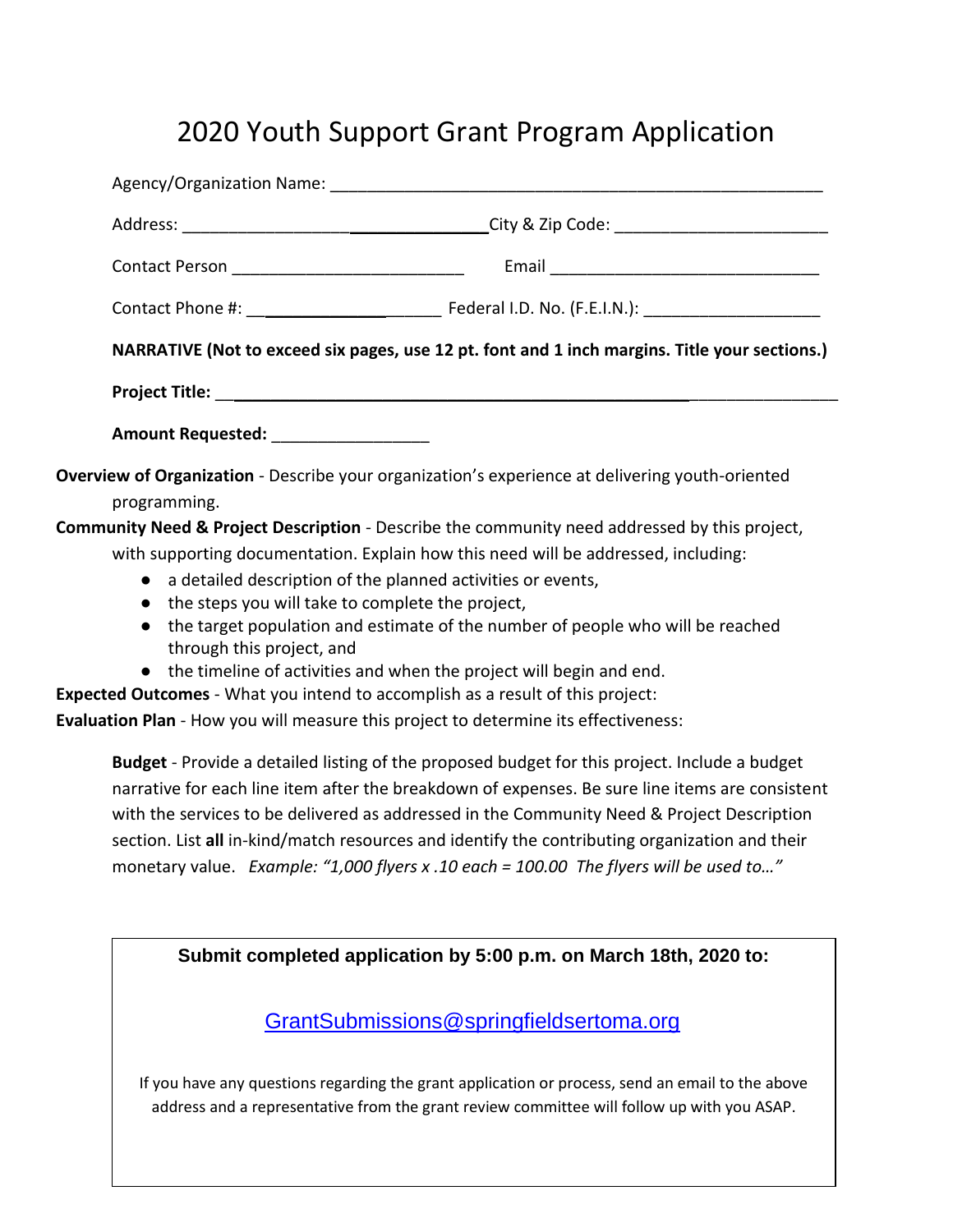# 2020 Youth Support Grant Program Application

Agency/Organization Name: ____________________________________________________

Address: ________________________________City & Zip Code: ______________________

Contact Person ________________________ Email ____________________________

Contact Phone #: ________________________ Federal I.D. No. (F.E.I.N.): __________________

**NARRATIVE (Not to exceed six pages, use 12 pt. font and 1 inch margins. Title your sections.)**

**Project Title:** ______________________________________________________________

**Amount Requested:** ________________

**Overview of Organization** - Describe your organization's experience at delivering youth-oriented programming.

**Community Need & Project Description** - Describe the community need addressed by this project, with supporting documentation. Explain how this need will be addressed, including:

- a detailed description of the planned activities or events,
- the steps you will take to complete the project,
- the target population and estimate of the number of people who will be reached through this project, and
- the timeline of activities and when the project will begin and end.

**Expected Outcomes** - What you intend to accomplish as a result of this project:

**Evaluation Plan** - How you will measure this project to determine its effectiveness:

**Budget** - Provide a detailed listing of the proposed budget for this project. Include a budget narrative for each line item after the breakdown of expenses. Be sure line items are consistent with the services to be delivered as addressed in the Community Need & Project Description section. List **all** in-kind/match resources and identify the contributing organization and their monetary value. *Example: "1,000 flyers x .10 each = 100.00 The flyers will be used to…"*

**Submit completed application by 5:00 p.m. on March 18th, 2020 to:**

GrantSubmissions@springfieldsertoma.org

If you have any questions regarding the grant application or process, send an email to the above address and a representative from the grant review committee will follow up with you ASAP.